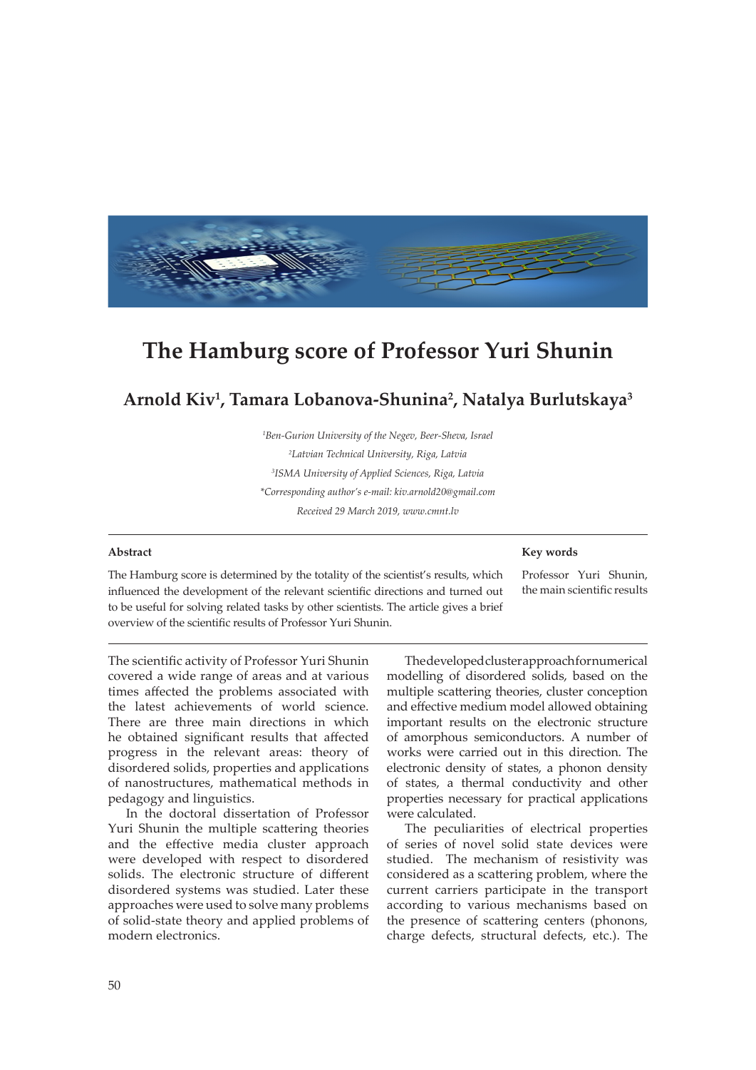# The Hamburg score of Professor Yuri Shunin

## Arnold Kiv[1], Tamara Lobanova-Shunina[2], Natalya Burlutskaya[3]

*[1]Ben-Gurion University of the Negev, Beer-Sheva, Israel*

*[2]Latvian Technical University, Riga, Latvia*

*[3]ISMA University of Applied Sciences, Riga, Latvia*

*\*Corresponding author's e-mail: kiv.arnold20@gmail.com*

*Received 29 March 2019, www.cmnt.lv*

**Abstract**

The Hamburg score is determined by the totality of the scientist's results, which influenced the development of the relevant scientific directions and turned out to be useful for solving related tasks by other scientists. The article gives a brief overview of the scientific results of Professor Yuri Shunin.

**Key words**

Professor Yuri Shunin, the main scientific results

---

The scientific activity of Professor Yuri Shunin covered a wide range of areas and at various times affected the problems associated with the latest achievements of world science. There are three main directions in which he obtained significant results that affected progress in the relevant areas: theory of disordered solids, properties and applications of nanostructures, mathematical methods in pedagogy and linguistics.

In the doctoral dissertation of Professor Yuri Shunin the multiple scattering theories and the effective media cluster approach were developed with respect to disordered solids. The electronic structure of different disordered systems was studied. Later these approaches were used to solve many problems of solid-state theory and applied problems of modern electronics.

The developed cluster approach for numerical modelling of disordered solids, based on the multiple scattering theories, cluster conception and effective medium model allowed obtaining important results on the electronic structure of amorphous semiconductors. A number of works were carried out in this direction. The electronic density of states, a phonon density of states, a thermal conductivity and other properties necessary for practical applications were calculated.

The peculiarities of electrical properties of series of novel solid state devices were studied. The mechanism of resistivity was considered as a scattering problem, where the current carriers participate in the transport according to various mechanisms based on the presence of scattering centers (phonons, charge defects, structural defects, etc.). The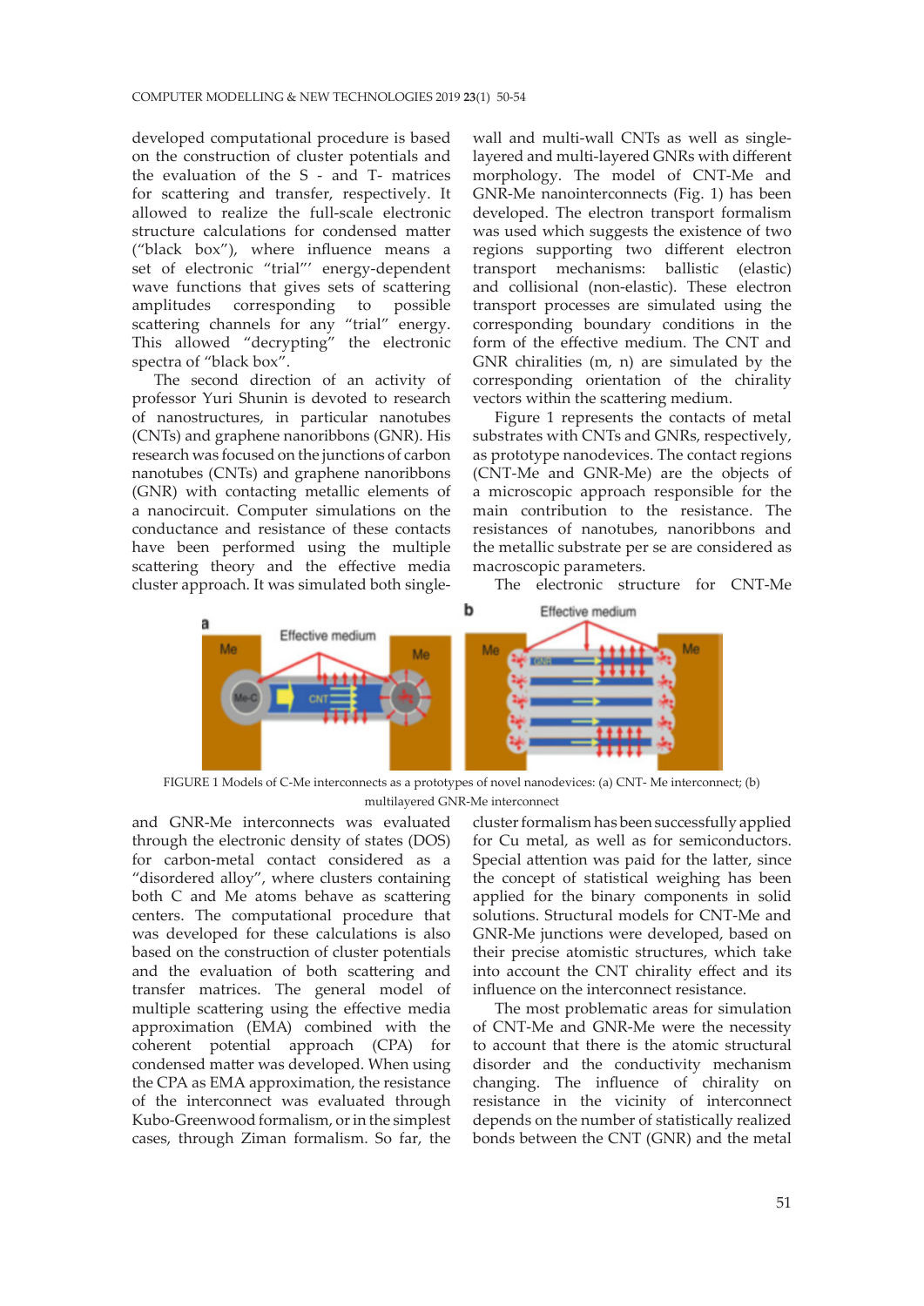developed computational procedure is based on the construction of cluster potentials and the evaluation of the S - and T- matrices for scattering and transfer, respectively. It allowed to realize the full-scale electronic structure calculations for condensed matter ("black box"), where influence means a set of electronic "trial"' energy-dependent wave functions that gives sets of scattering amplitudes corresponding to possible scattering channels for any "trial" energy. This allowed "decrypting" the electronic spectra of "black box".

The second direction of an activity of professor Yuri Shunin is devoted to research of nanostructures, in particular nanotubes (CNTs) and graphene nanoribbons (GNR). His research was focused on the junctions of carbon nanotubes (CNTs) and graphene nanoribbons (GNR) with contacting metallic elements of a nanocircuit. Computer simulations on the conductance and resistance of these contacts have been performed using the multiple scattering theory and the effective media cluster approach. It was simulated both single-wall and multi-wall CNTs as well as single-layered and multi-layered GNRs with different morphology. The model of CNT-Me and GNR-Me nanointerconnects (Fig. 1) has been developed. The electron transport formalism was used which suggests the existence of two regions supporting two different electron transport mechanisms: ballistic (elastic) and collisional (non-elastic). These electron transport processes are simulated using the corresponding boundary conditions in the form of the effective medium. The CNT and GNR chiralities (m, n) are simulated by the corresponding orientation of the chirality vectors within the scattering medium.

Figure 1 represents the contacts of metal substrates with CNTs and GNRs, respectively, as prototype nanodevices. The contact regions (CNT-Me and GNR-Me) are the objects of a microscopic approach responsible for the main contribution to the resistance. The resistances of nanotubes, nanoribbons and the metallic substrate per se are considered as macroscopic parameters.

FIGURE 1 Models of C-Me interconnects as a prototypes of novel nanodevices: (a) CNT- Me interconnect; (b) multilayered GNR-Me interconnect

The electronic structure for CNT-Me and GNR-Me interconnects was evaluated through the electronic density of states (DOS) for carbon-metal contact considered as a "disordered alloy", where clusters containing both C and Me atoms behave as scattering centers. The computational procedure that was developed for these calculations is also based on the construction of cluster potentials and the evaluation of both scattering and transfer matrices. The general model of multiple scattering using the effective media approximation (EMA) combined with the coherent potential approach (CPA) for condensed matter was developed. When using the CPA as EMA approximation, the resistance of the interconnect was evaluated through Kubo-Greenwood formalism, or in the simplest cases, through Ziman formalism. So far, the cluster formalism has been successfully applied for Cu metal, as well as for semiconductors. Special attention was paid for the latter, since the concept of statistical weighing has been applied for the binary components in solid solutions. Structural models for CNT-Me and GNR-Me junctions were developed, based on their precise atomistic structures, which take into account the CNT chirality effect and its influence on the interconnect resistance.

The most problematic areas for simulation of CNT-Me and GNR-Me were the necessity to account that there is the atomic structural disorder and the conductivity mechanism changing. The influence of chirality on resistance in the vicinity of interconnect depends on the number of statistically realized bonds between the CNT (GNR) and the metal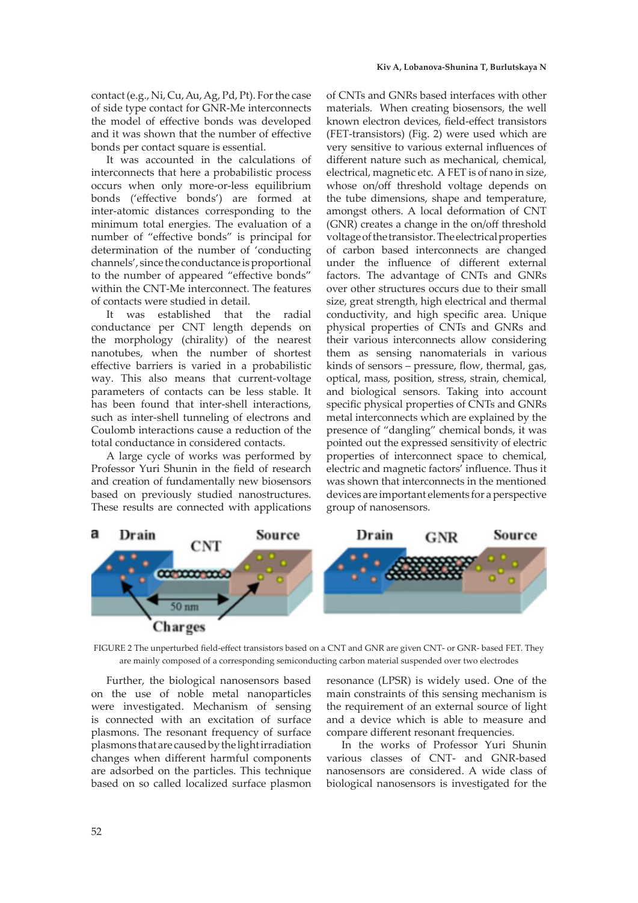contact (e.g., Ni, Cu, Au, Ag, Pd, Pt). For the case of side type contact for GNR-Me interconnects the model of effective bonds was developed and it was shown that the number of effective bonds per contact square is essential.

It was accounted in the calculations of interconnects that here a probabilistic process occurs when only more-or-less equilibrium bonds ('effective bonds') are formed at inter-atomic distances corresponding to the minimum total energies. The evaluation of a number of "effective bonds" is principal for determination of the number of 'conducting channels', since the conductance is proportional to the number of appeared "effective bonds" within the CNT-Me interconnect. The features of contacts were studied in detail.

It was established that the radial conductance per CNT length depends on the morphology (chirality) of the nearest nanotubes, when the number of shortest effective barriers is varied in a probabilistic way. This also means that current-voltage parameters of contacts can be less stable. It has been found that inter-shell interactions, such as inter-shell tunneling of electrons and Coulomb interactions cause a reduction of the total conductance in considered contacts.

A large cycle of works was performed by Professor Yuri Shunin in the field of research and creation of fundamentally new biosensors based on previously studied nanostructures. These results are connected with applications of CNTs and GNRs based interfaces with other materials. When creating biosensors, the well known electron devices, field-effect transistors (FET-transistors) (Fig. 2) were used which are very sensitive to various external influences of different nature such as mechanical, chemical, electrical, magnetic etc. A FET is of nano in size, whose on/off threshold voltage depends on the tube dimensions, shape and temperature, amongst others. A local deformation of CNT (GNR) creates a change in the on/off threshold voltage of the transistor. The electrical properties of carbon based interconnects are changed under the influence of different external factors. The advantage of CNTs and GNRs over other structures occurs due to their small size, great strength, high electrical and thermal conductivity, and high specific area. Unique physical properties of CNTs and GNRs and their various interconnects allow considering them as sensing nanomaterials in various kinds of sensors – pressure, flow, thermal, gas, optical, mass, position, stress, strain, chemical, and biological sensors. Taking into account specific physical properties of CNTs and GNRs metal interconnects which are explained by the presence of "dangling" chemical bonds, it was pointed out the expressed sensitivity of electric properties of interconnect space to chemical, electric and magnetic factors' influence. Thus it was shown that interconnects in the mentioned devices are important elements for a perspective group of nanosensors.

FIGURE 2 The unperturbed field-effect transistors based on a CNT and GNR are given CNT- or GNR- based FET. They are mainly composed of a corresponding semiconducting carbon material suspended over two electrodes

Further, the biological nanosensors based on the use of noble metal nanoparticles were investigated. Mechanism of sensing is connected with an excitation of surface plasmons. The resonant frequency of surface plasmons that are caused by the light irradiation changes when different harmful components are adsorbed on the particles. This technique based on so called localized surface plasmon resonance (LPSR) is widely used. One of the main constraints of this sensing mechanism is the requirement of an external source of light and a device which is able to measure and compare different resonant frequencies.

In the works of Professor Yuri Shunin various classes of CNT- and GNR-based nanosensors are considered. A wide class of biological nanosensors is investigated for the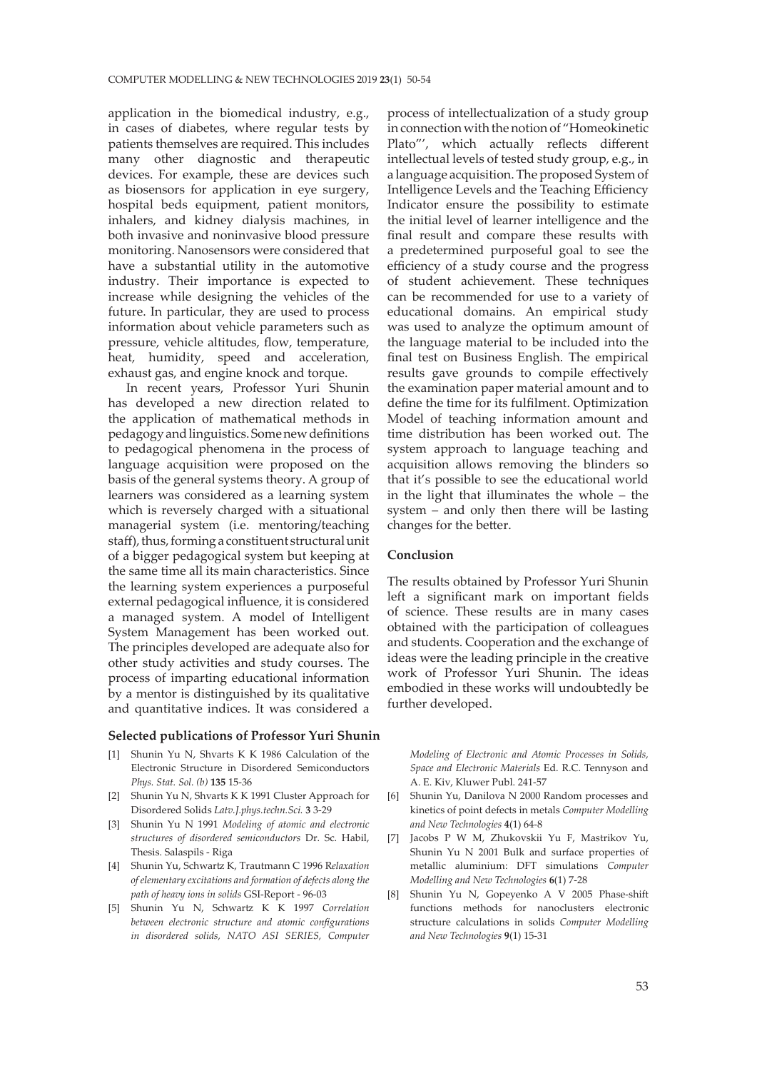application in the biomedical industry, e.g., in cases of diabetes, where regular tests by patients themselves are required. This includes many other diagnostic and therapeutic devices. For example, these are devices such as biosensors for application in eye surgery, hospital beds equipment, patient monitors, inhalers, and kidney dialysis machines, in both invasive and noninvasive blood pressure monitoring. Nanosensors were considered that have a substantial utility in the automotive industry. Their importance is expected to increase while designing the vehicles of the future. In particular, they are used to process information about vehicle parameters such as pressure, vehicle altitudes, flow, temperature, heat, humidity, speed and acceleration, exhaust gas, and engine knock and torque.

In recent years, Professor Yuri Shunin has developed a new direction related to the application of mathematical methods in pedagogy and linguistics. Some new definitions to pedagogical phenomena in the process of language acquisition were proposed on the basis of the general systems theory. A group of learners was considered as a learning system which is reversely charged with a situational managerial system (i.e. mentoring/teaching staff), thus, forming a constituent structural unit of a bigger pedagogical system but keeping at the same time all its main characteristics. Since the learning system experiences a purposeful external pedagogical influence, it is considered a managed system. A model of Intelligent System Management has been worked out. The principles developed are adequate also for other study activities and study courses. The process of imparting educational information by a mentor is distinguished by its qualitative and quantitative indices. It was considered a process of intellectualization of a study group in connection with the notion of "Homeokinetic Plato"', which actually reflects different intellectual levels of tested study group, e.g., in a language acquisition. The proposed System of Intelligence Levels and the Teaching Efficiency Indicator ensure the possibility to estimate the initial level of learner intelligence and the final result and compare these results with a predetermined purposeful goal to see the efficiency of a study course and the progress of student achievement. These techniques can be recommended for use to a variety of educational domains. An empirical study was used to analyze the optimum amount of the language material to be included into the final test on Business English. The empirical results gave grounds to compile effectively the examination paper material amount and to define the time for its fulfilment. Optimization Model of teaching information amount and time distribution has been worked out. The system approach to language teaching and acquisition allows removing the blinders so that it's possible to see the educational world in the light that illuminates the whole – the system – and only then there will be lasting changes for the better.

## Conclusion

The results obtained by Professor Yuri Shunin left a significant mark on important fields of science. These results are in many cases obtained with the participation of colleagues and students. Cooperation and the exchange of ideas were the leading principle in the creative work of Professor Yuri Shunin. The ideas embodied in these works will undoubtedly be further developed.

### Selected publications of Professor Yuri Shunin

[1] Shunin Yu N, Shvarts K K 1986 Calculation of the Electronic Structure in Disordered Semiconductors *Phys. Stat. Sol. (b)* **135** 15-36

[2] Shunin Yu N, Shvarts K K 1991 Cluster Approach for Disordered Solids *Latv.J.phys.techn.Sci.* **3** 3-29

[3] Shunin Yu N 1991 *Modeling of atomic and electronic structures of disordered semiconductors* Dr. Sc. Habil, Thesis. Salaspils - Riga

[4] Shunin Yu, Schwartz K, Trautmann C 1996 R*elaxation of elementary excitations and formation of defects along the path of heavy ions in solids* GSI-Report - 96-03

[5] Shunin Yu N, Schwartz K K 1997 *Correlation between electronic structure and atomic configurations in disordered solids, NATO ASI SERIES, Computer Modeling of Electronic and Atomic Processes in Solids, Space and Electronic Materials* Ed. R.C. Tennyson and A. E. Kiv, Kluwer Publ. 241-57

[6] Shunin Yu, Danilova N 2000 Random processes and kinetics of point defects in metals *Computer Modelling and New Technologies* **4**(1) 64-8

[7] Jacobs P W M, Zhukovskii Yu F, Mastrikov Yu, Shunin Yu N 2001 Bulk and surface properties of metallic aluminium: DFT simulations *Computer Modelling and New Technologies* **6**(1) 7-28

[8] Shunin Yu N, Gopeyenko A V 2005 Phase-shift functions methods for nanoclusters electronic structure calculations in solids *Computer Modelling and New Technologies* **9**(1) 15-31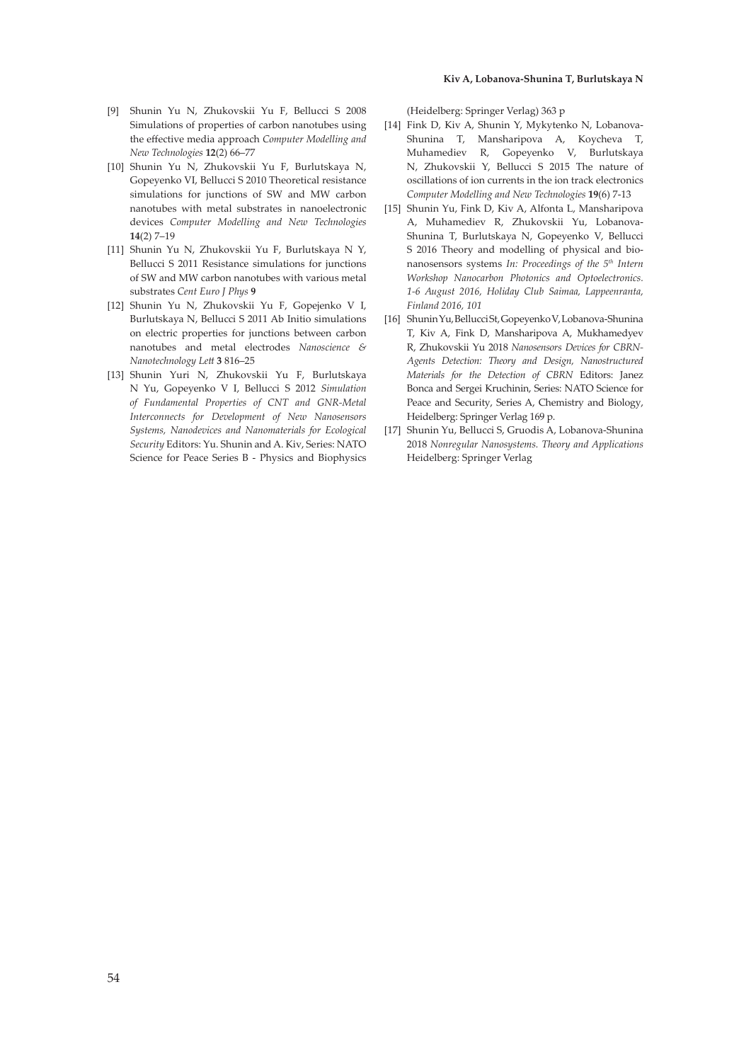[9] Shunin Yu N, Zhukovskii Yu F, Bellucci S 2008 Simulations of properties of carbon nanotubes using the effective media approach *Computer Modelling and New Technologies* **12**(2) 66–77

[10] Shunin Yu N, Zhukovskii Yu F, Burlutskaya N, Gopeyenko VI, Bellucci S 2010 Theoretical resistance simulations for junctions of SW and MW carbon nanotubes with metal substrates in nanoelectronic devices *Computer Modelling and New Technologies* **14**(2) 7–19

[11] Shunin Yu N, Zhukovskii Yu F, Burlutskaya N Y, Bellucci S 2011 Resistance simulations for junctions of SW and MW carbon nanotubes with various metal substrates *Cent Euro J Phys* **9**

[12] Shunin Yu N, Zhukovskii Yu F, Gopejenko V I, Burlutskaya N, Bellucci S 2011 Ab Initio simulations on electric properties for junctions between carbon nanotubes and metal electrodes *Nanoscience & Nanotechnology Lett* **3** 816–25

[13] Shunin Yuri N, Zhukovskii Yu F, Burlutskaya N Yu, Gopeyenko V I, Bellucci S 2012 *Simulation of Fundamental Properties of CNT and GNR-Metal Interconnects for Development of New Nanosensors Systems, Nanodevices and Nanomaterials for Ecological Security* Editors: Yu. Shunin and A. Kiv, Series: NATO Science for Peace Series B - Physics and Biophysics (Heidelberg: Springer Verlag) 363 p

[14] Fink D, Kiv A, Shunin Y, Mykytenko N, Lobanova-Shunina T, Mansharipova A, Koycheva T, Muhamediev R, Gopeyenko V, Burlutskaya N, Zhukovskii Y, Bellucci S 2015 The nature of oscillations of ion currents in the ion track electronics *Computer Modelling and New Technologies* **19**(6) 7-13

[15] Shunin Yu, Fink D, Kiv A, Alfonta L, Mansharipova A, Muhamediev R, Zhukovskii Yu, Lobanova-Shunina T, Burlutskaya N, Gopeyenko V, Bellucci S 2016 Theory and modelling of physical and bio-nanosensors systems *In: Proceedings of the 5th Intern Workshop Nanocarbon Photonics and Optoelectronics. 1-6 August 2016, Holiday Club Saimaa, Lappeenranta, Finland 2016, 101*

[16] Shunin Yu, Bellucci St, Gopeyenko V, Lobanova-Shunina T, Kiv A, Fink D, Mansharipova A, Mukhamedyev R, Zhukovskii Yu 2018 *Nanosensors Devices for CBRN-Agents Detection: Theory and Design, Nanostructured Materials for the Detection of CBRN* Editors: Janez Bonca and Sergei Kruchinin, Series: NATO Science for Peace and Security, Series A, Chemistry and Biology, Heidelberg: Springer Verlag 169 p.

[17] Shunin Yu, Bellucci S, Gruodis A, Lobanova-Shunina 2018 *Nonregular Nanosystems. Theory and Applications* Heidelberg: Springer Verlag